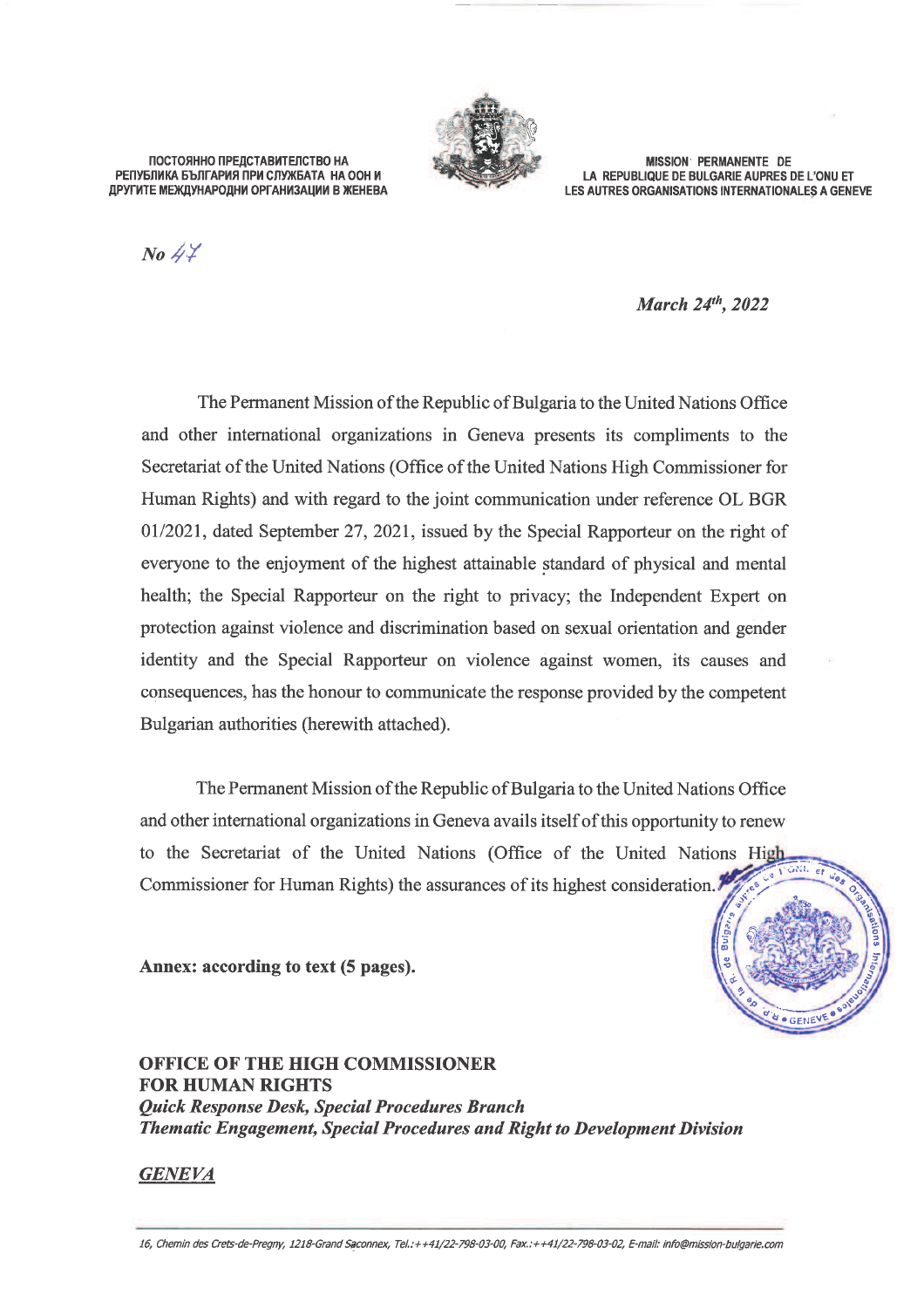ПОСТОЯННО ПРЕДСТАВИТЕЛСТВО НА РЕПУБЛИКА БЪЛГАРИЯ ПРИ СЛУЖБАТА НА ООН И ДРУГИТЕ МЕЖДУНАРОДНИ ОРГАНИЗАЦИИ В ЖЕНЕВА

MISSION PERMANENTE DE LA REPUBLIQUE DE BULGARIE AUPRES DE L'ONU ET LES AUTRES ORGANISATIONS INTERNATIONALES A GENEVE

*No 47*

*March 24th, 2022*

The Permanent Mission of the Republic of Bulgaria to the United Nations Office and other international organizations in Geneva presents its compliments to the Secretariat of the United Nations (Office of the United Nations High Commissioner for Human Rights) and with regard to the joint communication under reference OL BGR 01/2021, dated September 27, 2021, issued by the Special Rapporteur on the right of everyone to the enjoyment of the highest attainable standard of physical and mental health; the Special Rapporteur on the right to privacy; the Independent Expert on protection against violence and discrimination based on sexual orientation and gender identity and the Special Rapporteur on violence against women, its causes and consequences, has the honour to communicate the response provided by the competent Bulgarian authorities (herewith attached).

The Permanent Mission of the Republic of Bulgaria to the United Nations Office and other international organizations in Geneva avails itself of this opportunity to renew to the Secretariat of the United Nations (Office of the United Nations High Commissioner for Human Rights) the assurances of its highest consideration.

**Annex: according to text (5 pages).**

**OFFICE OF THE HIGH COMMISSIONER**
**FOR HUMAN RIGHTS**
***Quick Response Desk, Special Procedures Branch***
***Thematic Engagement, Special Procedures and Right to Development Division***

***GENEVA***

*16, Chemin des Crets-de-Pregny, 1218-Grand Saconnex, Tel.:++41/22-798-03-00, Fax.:++41/22-798-03-02, E-mail: info@mission-bulgarie.com*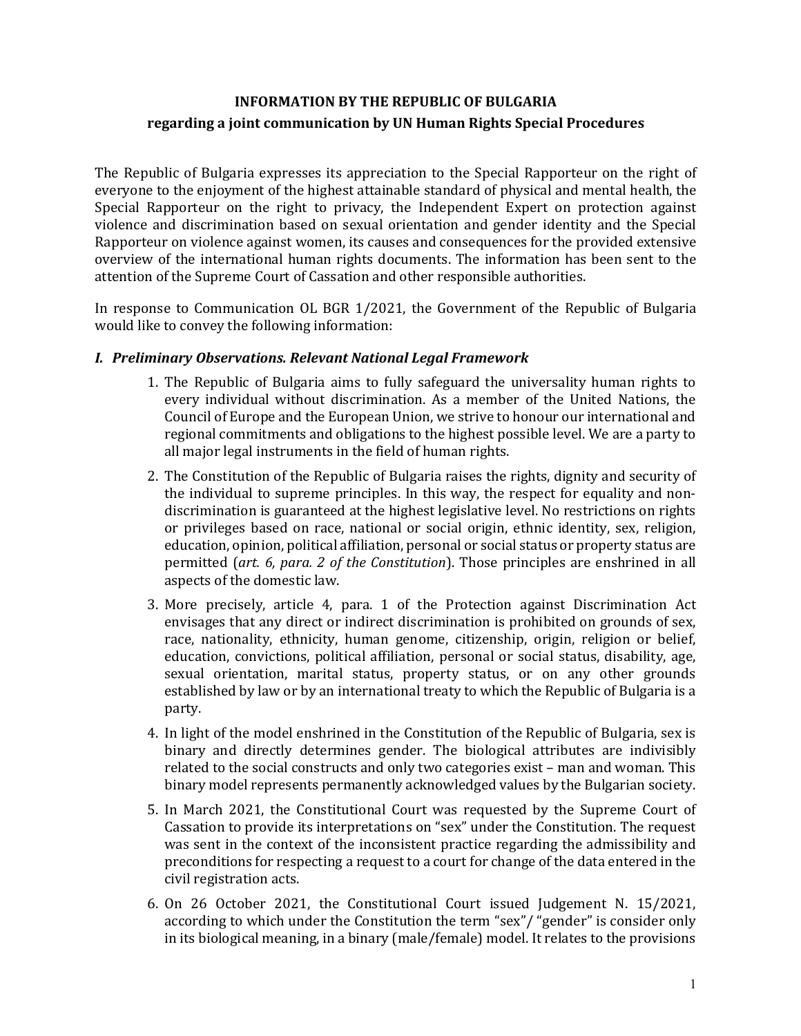**INFORMATION BY THE REPUBLIC OF BULGARIA**
**regarding a joint communication by UN Human Rights Special Procedures**

The Republic of Bulgaria expresses its appreciation to the Special Rapporteur on the right of everyone to the enjoyment of the highest attainable standard of physical and mental health, the Special Rapporteur on the right to privacy, the Independent Expert on protection against violence and discrimination based on sexual orientation and gender identity and the Special Rapporteur on violence against women, its causes and consequences for the provided extensive overview of the international human rights documents. The information has been sent to the attention of the Supreme Court of Cassation and other responsible authorities.

In response to Communication OL BGR 1/2021, the Government of the Republic of Bulgaria would like to convey the following information:

### *I. Preliminary Observations. Relevant National Legal Framework*

1. The Republic of Bulgaria aims to fully safeguard the universality human rights to every individual without discrimination. As a member of the United Nations, the Council of Europe and the European Union, we strive to honour our international and regional commitments and obligations to the highest possible level. We are a party to all major legal instruments in the field of human rights.
2. The Constitution of the Republic of Bulgaria raises the rights, dignity and security of the individual to supreme principles. In this way, the respect for equality and non-discrimination is guaranteed at the highest legislative level. No restrictions on rights or privileges based on race, national or social origin, ethnic identity, sex, religion, education, opinion, political affiliation, personal or social status or property status are permitted (*art. 6, para. 2 of the Constitution*). Those principles are enshrined in all aspects of the domestic law.
3. More precisely, article 4, para. 1 of the Protection against Discrimination Act envisages that any direct or indirect discrimination is prohibited on grounds of sex, race, nationality, ethnicity, human genome, citizenship, origin, religion or belief, education, convictions, political affiliation, personal or social status, disability, age, sexual orientation, marital status, property status, or on any other grounds established by law or by an international treaty to which the Republic of Bulgaria is a party.
4. In light of the model enshrined in the Constitution of the Republic of Bulgaria, sex is binary and directly determines gender. The biological attributes are indivisibly related to the social constructs and only two categories exist – man and woman. This binary model represents permanently acknowledged values by the Bulgarian society.
5. In March 2021, the Constitutional Court was requested by the Supreme Court of Cassation to provide its interpretations on "sex" under the Constitution. The request was sent in the context of the inconsistent practice regarding the admissibility and preconditions for respecting a request to a court for change of the data entered in the civil registration acts.
6. On 26 October 2021, the Constitutional Court issued Judgement N. 15/2021, according to which under the Constitution the term "sex"/ "gender" is consider only in its biological meaning, in a binary (male/female) model. It relates to the provisions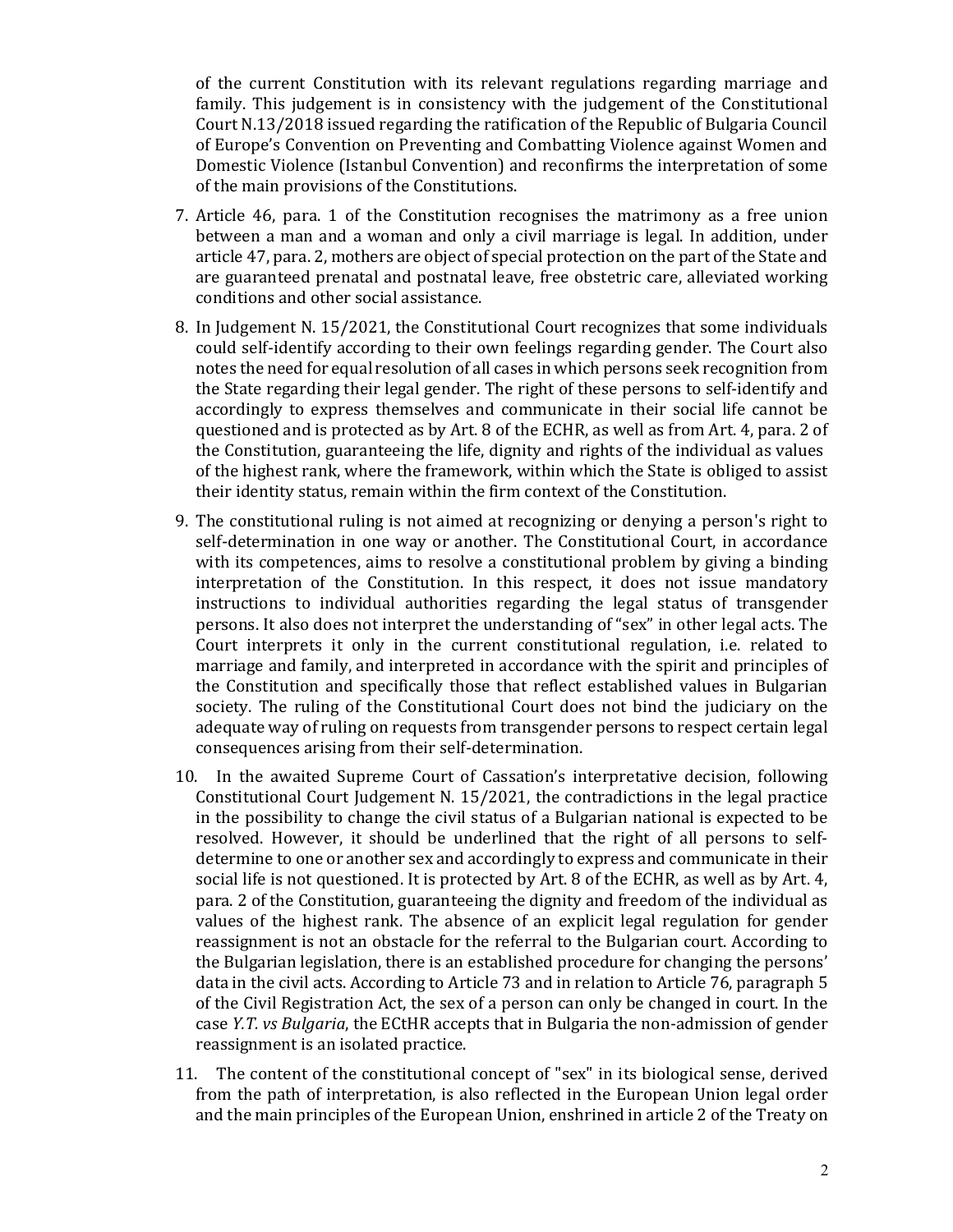of the current Constitution with its relevant regulations regarding marriage and family. This judgement is in consistency with the judgement of the Constitutional Court N.13/2018 issued regarding the ratification of the Republic of Bulgaria Council of Europe's Convention on Preventing and Combatting Violence against Women and Domestic Violence (Istanbul Convention) and reconfirms the interpretation of some of the main provisions of the Constitutions.

7. Article 46, para. 1 of the Constitution recognises the matrimony as a free union between a man and a woman and only a civil marriage is legal. In addition, under article 47, para. 2, mothers are object of special protection on the part of the State and are guaranteed prenatal and postnatal leave, free obstetric care, alleviated working conditions and other social assistance.

8. In Judgement N. 15/2021, the Constitutional Court recognizes that some individuals could self-identify according to their own feelings regarding gender. The Court also notes the need for equal resolution of all cases in which persons seek recognition from the State regarding their legal gender. The right of these persons to self-identify and accordingly to express themselves and communicate in their social life cannot be questioned and is protected as by Art. 8 of the ECHR, as well as from Art. 4, para. 2 of the Constitution, guaranteeing the life, dignity and rights of the individual as values of the highest rank, where the framework, within which the State is obliged to assist their identity status, remain within the firm context of the Constitution.

9. The constitutional ruling is not aimed at recognizing or denying a person's right to self-determination in one way or another. The Constitutional Court, in accordance with its competences, aims to resolve a constitutional problem by giving a binding interpretation of the Constitution. In this respect, it does not issue mandatory instructions to individual authorities regarding the legal status of transgender persons. It also does not interpret the understanding of "sex" in other legal acts. The Court interprets it only in the current constitutional regulation, i.e. related to marriage and family, and interpreted in accordance with the spirit and principles of the Constitution and specifically those that reflect established values in Bulgarian society. The ruling of the Constitutional Court does not bind the judiciary on the adequate way of ruling on requests from transgender persons to respect certain legal consequences arising from their self-determination.

10. In the awaited Supreme Court of Cassation's interpretative decision, following Constitutional Court Judgement N. 15/2021, the contradictions in the legal practice in the possibility to change the civil status of a Bulgarian national is expected to be resolved. However, it should be underlined that the right of all persons to self-determine to one or another sex and accordingly to express and communicate in their social life is not questioned. It is protected by Art. 8 of the ECHR, as well as by Art. 4, para. 2 of the Constitution, guaranteeing the dignity and freedom of the individual as values of the highest rank. The absence of an explicit legal regulation for gender reassignment is not an obstacle for the referral to the Bulgarian court. According to the Bulgarian legislation, there is an established procedure for changing the persons' data in the civil acts. According to Article 73 and in relation to Article 76, paragraph 5 of the Civil Registration Act, the sex of a person can only be changed in court. In the case *Y.T. vs Bulgaria*, the ECtHR accepts that in Bulgaria the non-admission of gender reassignment is an isolated practice.

11. The content of the constitutional concept of "sex" in its biological sense, derived from the path of interpretation, is also reflected in the European Union legal order and the main principles of the European Union, enshrined in article 2 of the Treaty on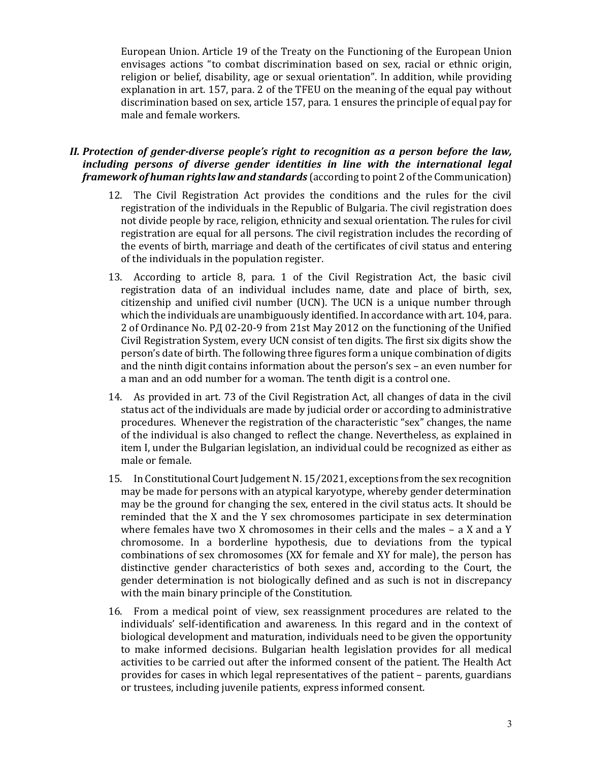European Union. Article 19 of the Treaty on the Functioning of the European Union envisages actions "to combat discrimination based on sex, racial or ethnic origin, religion or belief, disability, age or sexual orientation". In addition, while providing explanation in art. 157, para. 2 of the TFEU on the meaning of the equal pay without discrimination based on sex, article 157, para. 1 ensures the principle of equal pay for male and female workers.

## II. *Protection of gender-diverse people's right to recognition as a person before the law, including persons of diverse gender identities in line with the international legal framework of human rights law and standards* (according to point 2 of the Communication)

12. The Civil Registration Act provides the conditions and the rules for the civil registration of the individuals in the Republic of Bulgaria. The civil registration does not divide people by race, religion, ethnicity and sexual orientation. The rules for civil registration are equal for all persons. The civil registration includes the recording of the events of birth, marriage and death of the certificates of civil status and entering of the individuals in the population register.

13. According to article 8, para. 1 of the Civil Registration Act, the basic civil registration data of an individual includes name, date and place of birth, sex, citizenship and unified civil number (UCN). The UCN is a unique number through which the individuals are unambiguously identified. In accordance with art. 104, para. 2 of Ordinance No. РД 02-20-9 from 21st May 2012 on the functioning of the Unified Civil Registration System, every UCN consist of ten digits. The first six digits show the person's date of birth. The following three figures form a unique combination of digits and the ninth digit contains information about the person's sex – an even number for a man and an odd number for a woman. The tenth digit is a control one.

14. As provided in art. 73 of the Civil Registration Act, all changes of data in the civil status act of the individuals are made by judicial order or according to administrative procedures. Whenever the registration of the characteristic "sex" changes, the name of the individual is also changed to reflect the change. Nevertheless, as explained in item I, under the Bulgarian legislation, an individual could be recognized as either as male or female.

15. In Constitutional Court Judgement N. 15/2021, exceptions from the sex recognition may be made for persons with an atypical karyotype, whereby gender determination may be the ground for changing the sex, entered in the civil status acts. It should be reminded that the X and the Y sex chromosomes participate in sex determination where females have two X chromosomes in their cells and the males – a X and a Y chromosome. In a borderline hypothesis, due to deviations from the typical combinations of sex chromosomes (XX for female and XY for male), the person has distinctive gender characteristics of both sexes and, according to the Court, the gender determination is not biologically defined and as such is not in discrepancy with the main binary principle of the Constitution.

16. From a medical point of view, sex reassignment procedures are related to the individuals' self-identification and awareness. In this regard and in the context of biological development and maturation, individuals need to be given the opportunity to make informed decisions. Bulgarian health legislation provides for all medical activities to be carried out after the informed consent of the patient. The Health Act provides for cases in which legal representatives of the patient – parents, guardians or trustees, including juvenile patients, express informed consent.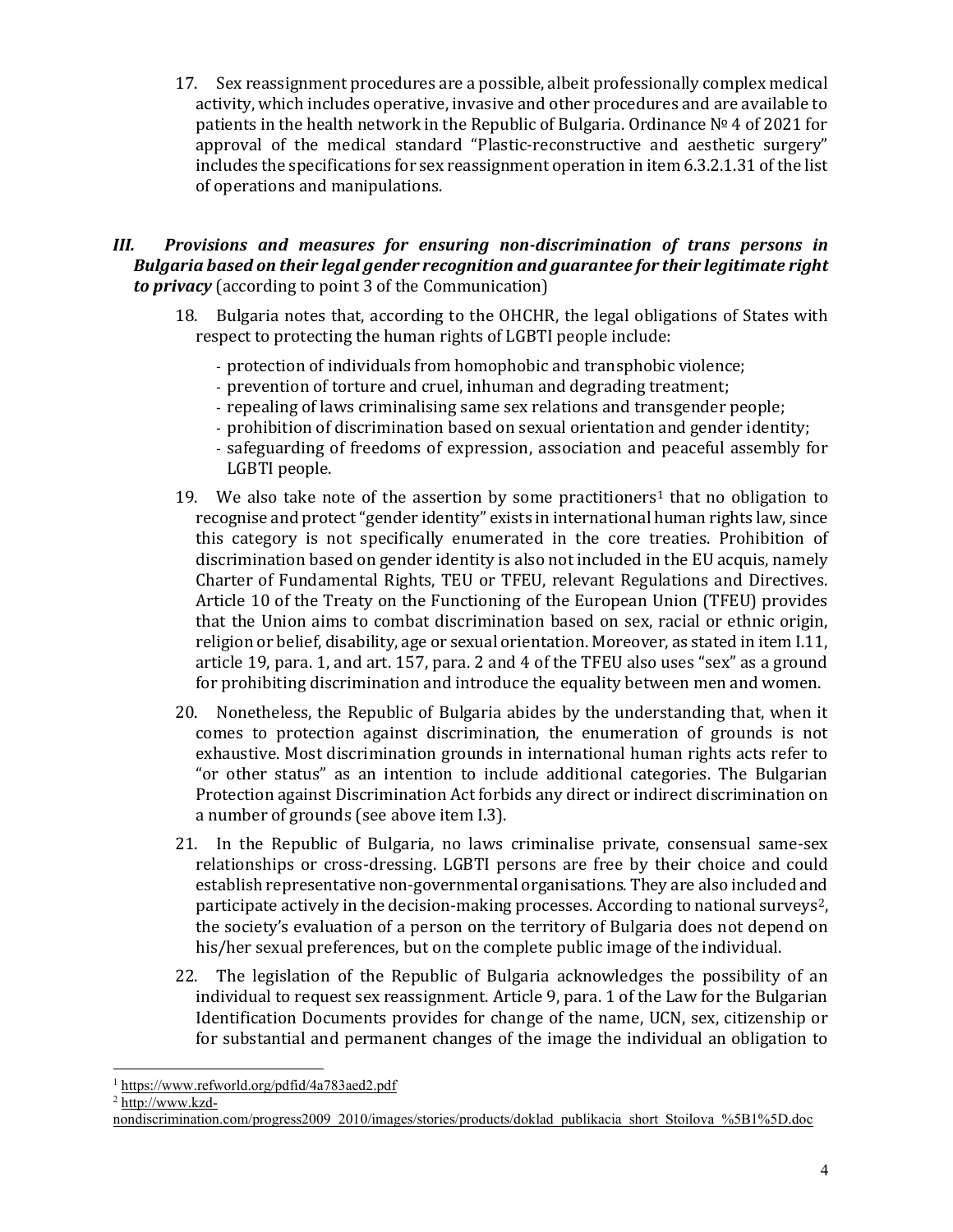17. Sex reassignment procedures are a possible, albeit professionally complex medical activity, which includes operative, invasive and other procedures and are available to patients in the health network in the Republic of Bulgaria. Ordinance № 4 of 2021 for approval of the medical standard "Plastic-reconstructive and aesthetic surgery" includes the specifications for sex reassignment operation in item 6.3.2.1.31 of the list of operations and manipulations.

## III. *Provisions and measures for ensuring non-discrimination of trans persons in Bulgaria based on their legal gender recognition and guarantee for their legitimate right to privacy* (according to point 3 of the Communication)

18. Bulgaria notes that, according to the OHCHR, the legal obligations of States with respect to protecting the human rights of LGBTI people include:

    - protection of individuals from homophobic and transphobic violence;
    - prevention of torture and cruel, inhuman and degrading treatment;
    - repealing of laws criminalising same sex relations and transgender people;
    - prohibition of discrimination based on sexual orientation and gender identity;
    - safeguarding of freedoms of expression, association and peaceful assembly for LGBTI people.

19. We also take note of the assertion by some practitioners[1] that no obligation to recognise and protect "gender identity" exists in international human rights law, since this category is not specifically enumerated in the core treaties. Prohibition of discrimination based on gender identity is also not included in the EU acquis, namely Charter of Fundamental Rights, TEU or TFEU, relevant Regulations and Directives. Article 10 of the Treaty on the Functioning of the European Union (TFEU) provides that the Union aims to combat discrimination based on sex, racial or ethnic origin, religion or belief, disability, age or sexual orientation. Moreover, as stated in item I.11, article 19, para. 1, and art. 157, para. 2 and 4 of the TFEU also uses "sex" as a ground for prohibiting discrimination and introduce the equality between men and women.

20. Nonetheless, the Republic of Bulgaria abides by the understanding that, when it comes to protection against discrimination, the enumeration of grounds is not exhaustive. Most discrimination grounds in international human rights acts refer to "or other status" as an intention to include additional categories. The Bulgarian Protection against Discrimination Act forbids any direct or indirect discrimination on a number of grounds (see above item I.3).

21. In the Republic of Bulgaria, no laws criminalise private, consensual same-sex relationships or cross-dressing. LGBTI persons are free by their choice and could establish representative non-governmental organisations. They are also included and participate actively in the decision-making processes. According to national surveys[2], the society's evaluation of a person on the territory of Bulgaria does not depend on his/her sexual preferences, but on the complete public image of the individual.

22. The legislation of the Republic of Bulgaria acknowledges the possibility of an individual to request sex reassignment. Article 9, para. 1 of the Law for the Bulgarian Identification Documents provides for change of the name, UCN, sex, citizenship or for substantial and permanent changes of the image the individual an obligation to

---

[1] https://www.refworld.org/pdfid/4a783aed2.pdf

[2] http://www.kzd-nondiscrimination.com/progress2009_2010/images/stories/products/doklad_publikacia_short_Stoilova_%5B1%5D.doc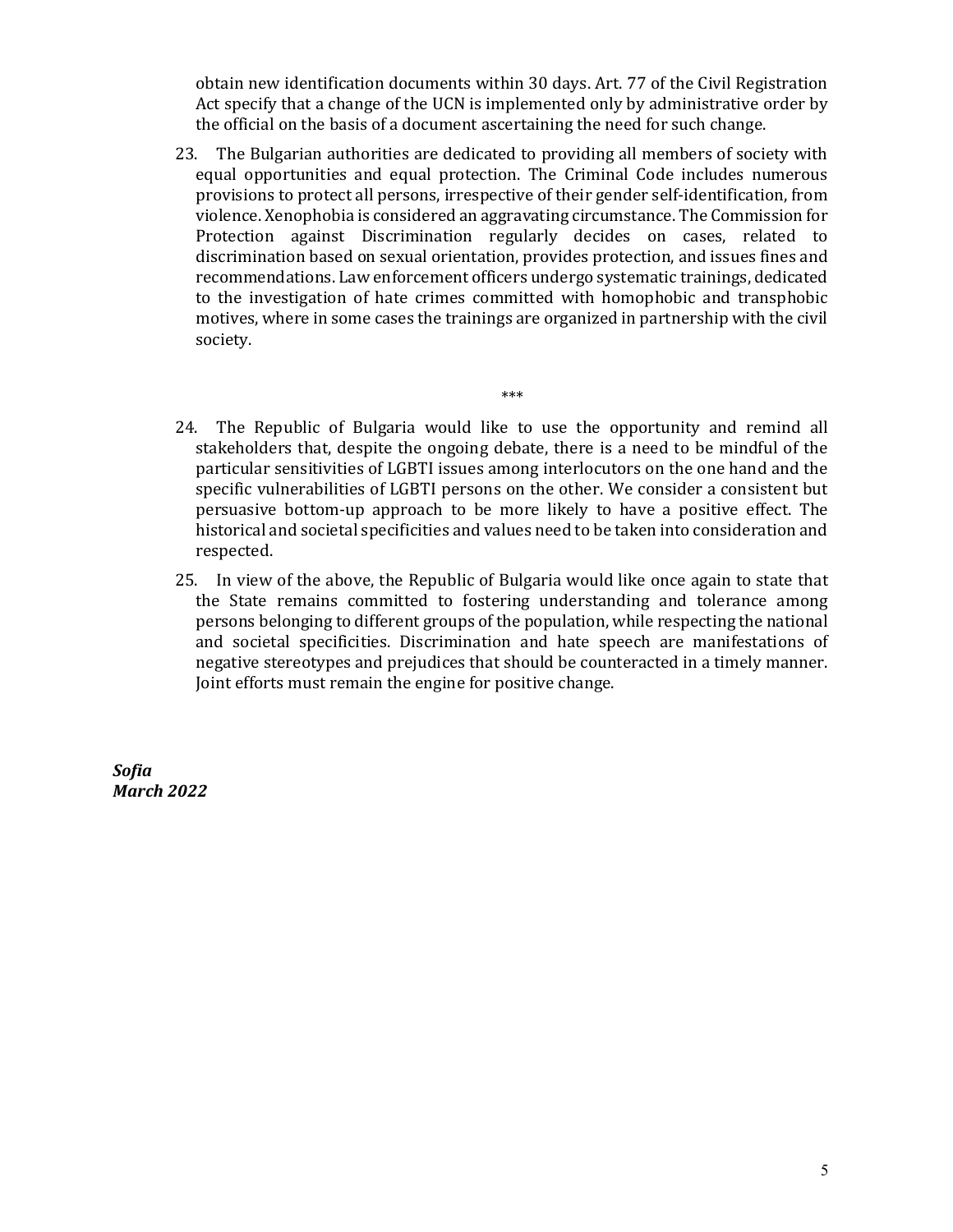obtain new identification documents within 30 days. Art. 77 of the Civil Registration Act specify that a change of the UCN is implemented only by administrative order by the official on the basis of a document ascertaining the need for such change.

23. The Bulgarian authorities are dedicated to providing all members of society with equal opportunities and equal protection. The Criminal Code includes numerous provisions to protect all persons, irrespective of their gender self-identification, from violence. Xenophobia is considered an aggravating circumstance. The Commission for Protection against Discrimination regularly decides on cases, related to discrimination based on sexual orientation, provides protection, and issues fines and recommendations. Law enforcement officers undergo systematic trainings, dedicated to the investigation of hate crimes committed with homophobic and transphobic motives, where in some cases the trainings are organized in partnership with the civil society.

\*\*\*

24. The Republic of Bulgaria would like to use the opportunity and remind all stakeholders that, despite the ongoing debate, there is a need to be mindful of the particular sensitivities of LGBTI issues among interlocutors on the one hand and the specific vulnerabilities of LGBTI persons on the other. We consider a consistent but persuasive bottom-up approach to be more likely to have a positive effect. The historical and societal specificities and values need to be taken into consideration and respected.

25. In view of the above, the Republic of Bulgaria would like once again to state that the State remains committed to fostering understanding and tolerance among persons belonging to different groups of the population, while respecting the national and societal specificities. Discrimination and hate speech are manifestations of negative stereotypes and prejudices that should be counteracted in a timely manner. Joint efforts must remain the engine for positive change.

***Sofia***
***March 2022***